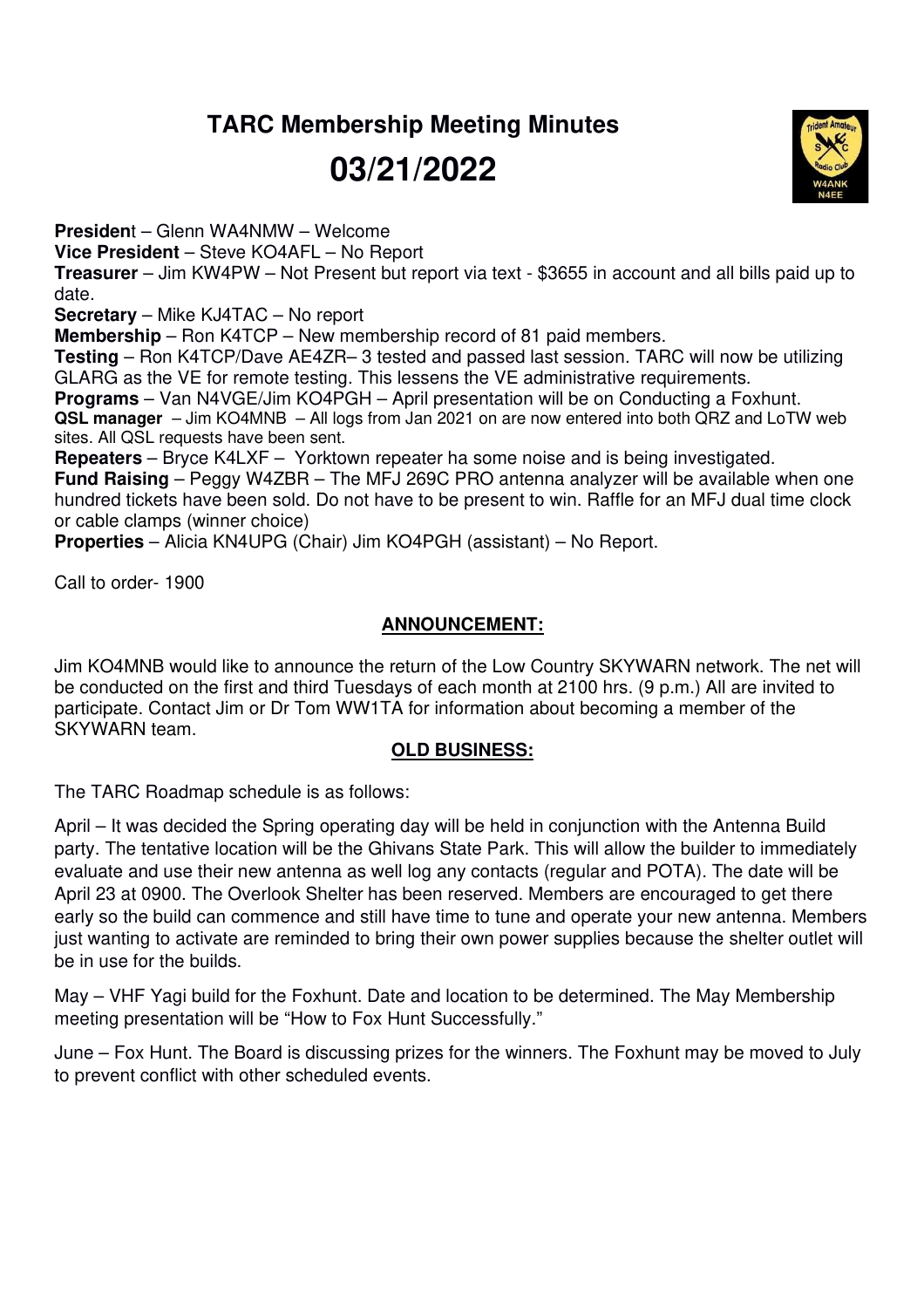# TARC Membership Meeting Minutes

# 03/21/2022

**President** – Glenn WA4NMW – Welcome
**Vice President** – Steve KO4AFL – No Report
**Treasurer** – Jim KW4PW – Not Present but report via text - $3655 in account and all bills paid up to date.
**Secretary** – Mike KJ4TAC – No report
**Membership** – Ron K4TCP – New membership record of 81 paid members.
**Testing** – Ron K4TCP/Dave AE4ZR– 3 tested and passed last session. TARC will now be utilizing GLARG as the VE for remote testing. This lessens the VE administrative requirements.
**Programs** – Van N4VGE/Jim KO4PGH – April presentation will be on Conducting a Foxhunt.
**QSL manager** – Jim KO4MNB – All logs from Jan 2021 on are now entered into both QRZ and LoTW web sites. All QSL requests have been sent.
**Repeaters** – Bryce K4LXF – Yorktown repeater ha some noise and is being investigated.
**Fund Raising** – Peggy W4ZBR – The MFJ 269C PRO antenna analyzer will be available when one hundred tickets have been sold. Do not have to be present to win. Raffle for an MFJ dual time clock or cable clamps (winner choice)
**Properties** – Alicia KN4UPG (Chair) Jim KO4PGH (assistant) – No Report.

Call to order- 1900

## ANNOUNCEMENT:

Jim KO4MNB would like to announce the return of the Low Country SKYWARN network. The net will be conducted on the first and third Tuesdays of each month at 2100 hrs. (9 p.m.) All are invited to participate. Contact Jim or Dr Tom WW1TA for information about becoming a member of the SKYWARN team.

## OLD BUSINESS:

The TARC Roadmap schedule is as follows:

April – It was decided the Spring operating day will be held in conjunction with the Antenna Build party. The tentative location will be the Ghivans State Park. This will allow the builder to immediately evaluate and use their new antenna as well log any contacts (regular and POTA). The date will be April 23 at 0900. The Overlook Shelter has been reserved. Members are encouraged to get there early so the build can commence and still have time to tune and operate your new antenna. Members just wanting to activate are reminded to bring their own power supplies because the shelter outlet will be in use for the builds.

May – VHF Yagi build for the Foxhunt. Date and location to be determined. The May Membership meeting presentation will be "How to Fox Hunt Successfully."

June – Fox Hunt. The Board is discussing prizes for the winners. The Foxhunt may be moved to July to prevent conflict with other scheduled events.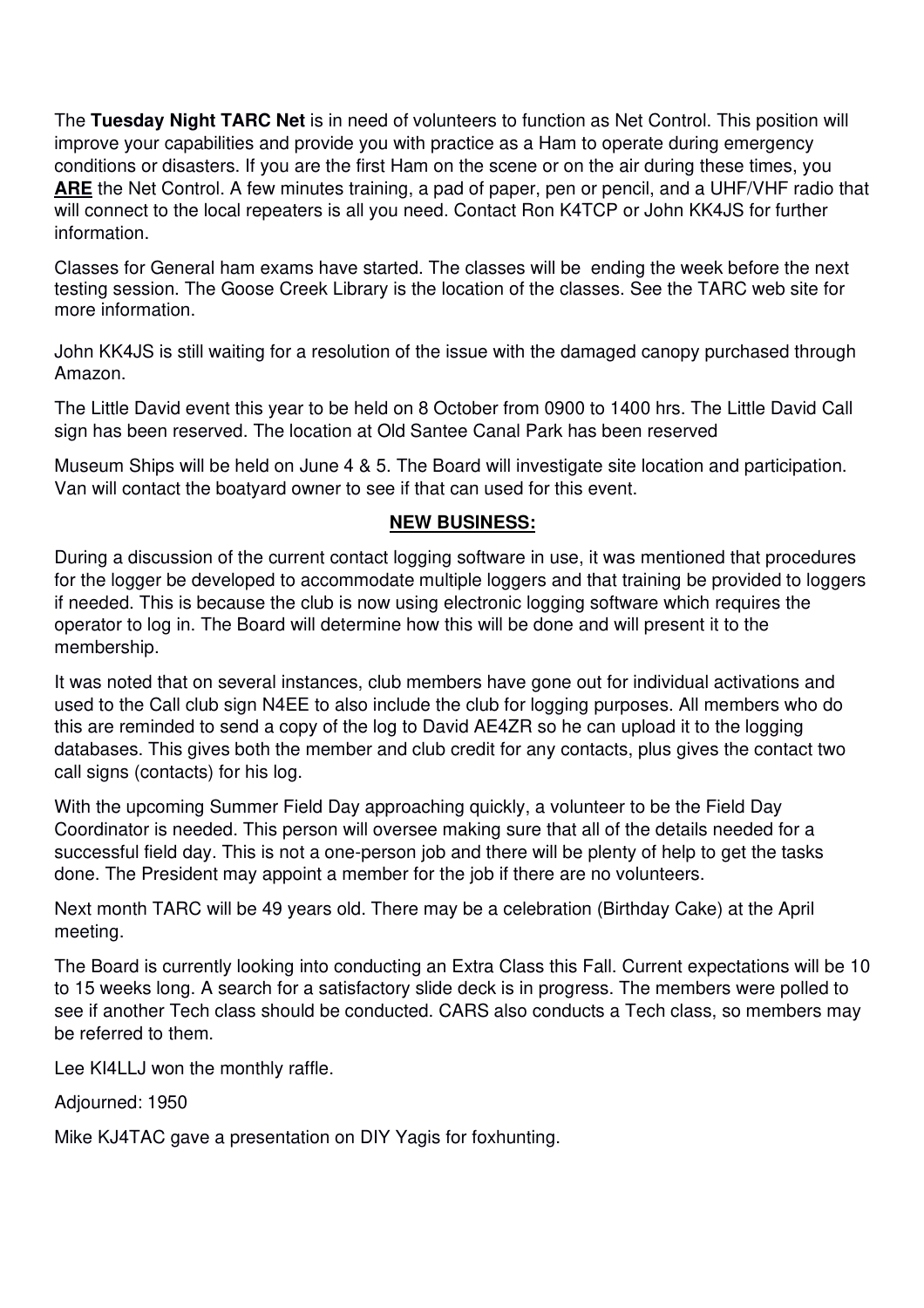The **Tuesday Night TARC Net** is in need of volunteers to function as Net Control. This position will improve your capabilities and provide you with practice as a Ham to operate during emergency conditions or disasters. If you are the first Ham on the scene or on the air during these times, you **ARE** the Net Control. A few minutes training, a pad of paper, pen or pencil, and a UHF/VHF radio that will connect to the local repeaters is all you need. Contact Ron K4TCP or John KK4JS for further information.

Classes for General ham exams have started. The classes will be ending the week before the next testing session. The Goose Creek Library is the location of the classes. See the TARC web site for more information.

John KK4JS is still waiting for a resolution of the issue with the damaged canopy purchased through Amazon.

The Little David event this year to be held on 8 October from 0900 to 1400 hrs. The Little David Call sign has been reserved. The location at Old Santee Canal Park has been reserved

Museum Ships will be held on June 4 & 5. The Board will investigate site location and participation. Van will contact the boatyard owner to see if that can used for this event.

## NEW BUSINESS:

During a discussion of the current contact logging software in use, it was mentioned that procedures for the logger be developed to accommodate multiple loggers and that training be provided to loggers if needed. This is because the club is now using electronic logging software which requires the operator to log in. The Board will determine how this will be done and will present it to the membership.

It was noted that on several instances, club members have gone out for individual activations and used to the Call club sign N4EE to also include the club for logging purposes. All members who do this are reminded to send a copy of the log to David AE4ZR so he can upload it to the logging databases. This gives both the member and club credit for any contacts, plus gives the contact two call signs (contacts) for his log.

With the upcoming Summer Field Day approaching quickly, a volunteer to be the Field Day Coordinator is needed. This person will oversee making sure that all of the details needed for a successful field day. This is not a one-person job and there will be plenty of help to get the tasks done. The President may appoint a member for the job if there are no volunteers.

Next month TARC will be 49 years old. There may be a celebration (Birthday Cake) at the April meeting.

The Board is currently looking into conducting an Extra Class this Fall. Current expectations will be 10 to 15 weeks long. A search for a satisfactory slide deck is in progress. The members were polled to see if another Tech class should be conducted. CARS also conducts a Tech class, so members may be referred to them.

Lee KI4LLJ won the monthly raffle.

Adjourned: 1950

Mike KJ4TAC gave a presentation on DIY Yagis for foxhunting.